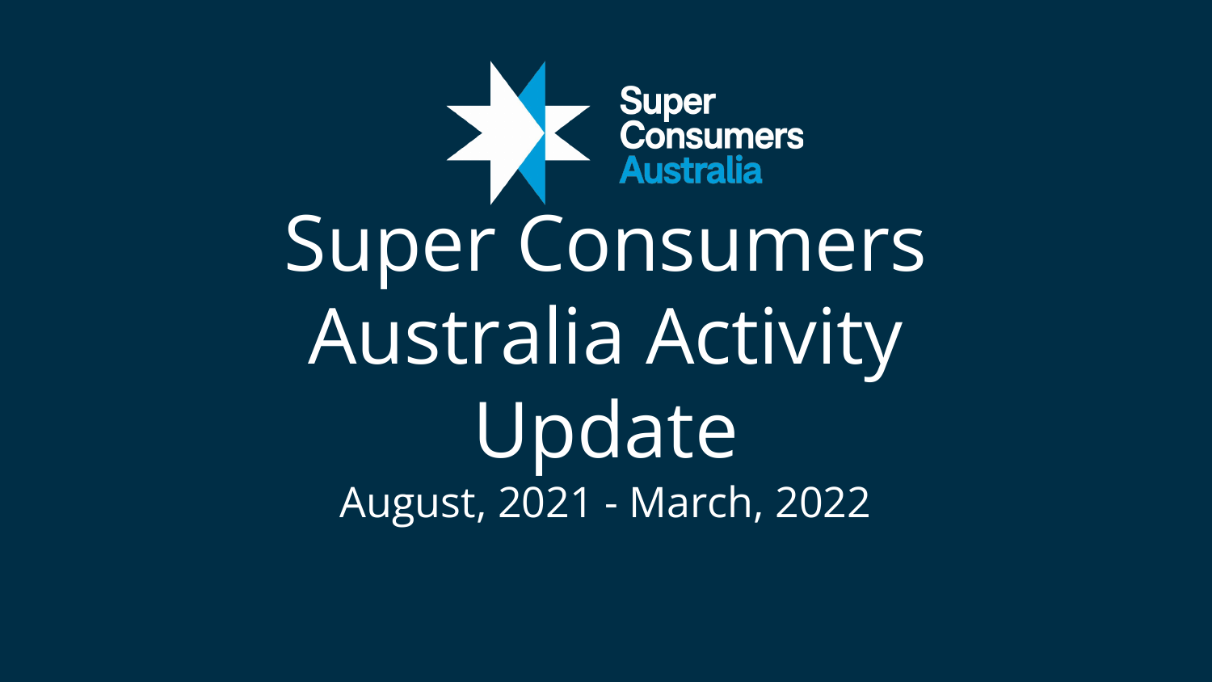Super Consumers Australia

# Super Consumers Australia Activity Update

August, 2021 - March, 2022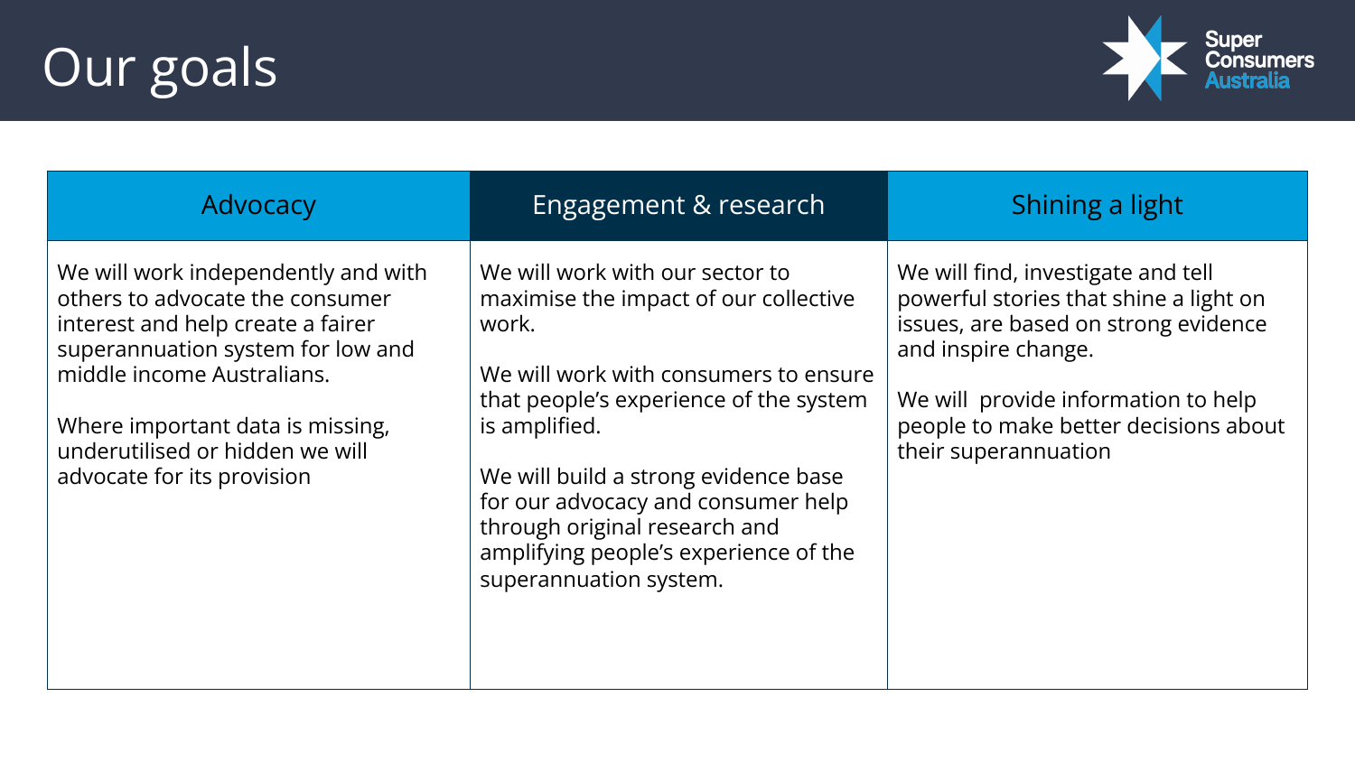# Our goals

| Advocacy | Engagement & research | Shining a light |
| --- | --- | --- |
| We will work independently and with others to advocate the consumer interest and help create a fairer superannuation system for low and middle income Australians.<br><br>Where important data is missing, underutilised or hidden we will advocate for its provision | We will work with our sector to maximise the impact of our collective work.<br><br>We will work with consumers to ensure that people's experience of the system is amplified.<br><br>We will build a strong evidence base for our advocacy and consumer help through original research and amplifying people's experience of the superannuation system. | We will find, investigate and tell powerful stories that shine a light on issues, are based on strong evidence and inspire change.<br><br>We will provide information to help people to make better decisions about their superannuation |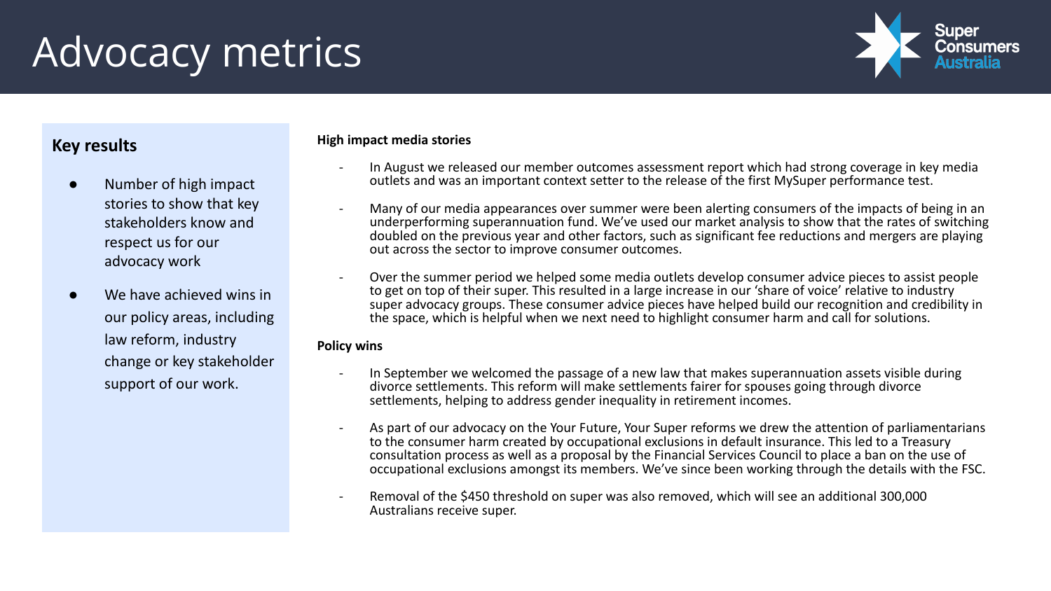# Advocacy metrics

Super Consumers Australia

## Key results

- Number of high impact stories to show that key stakeholders know and respect us for our advocacy work
- We have achieved wins in our policy areas, including law reform, industry change or key stakeholder support of our work.

**High impact media stories**

- In August we released our member outcomes assessment report which had strong coverage in key media outlets and was an important context setter to the release of the first MySuper performance test.
- Many of our media appearances over summer were been alerting consumers of the impacts of being in an underperforming superannuation fund. We've used our market analysis to show that the rates of switching doubled on the previous year and other factors, such as significant fee reductions and mergers are playing out across the sector to improve consumer outcomes.
- Over the summer period we helped some media outlets develop consumer advice pieces to assist people to get on top of their super. This resulted in a large increase in our 'share of voice' relative to industry super advocacy groups. These consumer advice pieces have helped build our recognition and credibility in the space, which is helpful when we next need to highlight consumer harm and call for solutions.

**Policy wins**

- In September we welcomed the passage of a new law that makes superannuation assets visible during divorce settlements. This reform will make settlements fairer for spouses going through divorce settlements, helping to address gender inequality in retirement incomes.
- As part of our advocacy on the Your Future, Your Super reforms we drew the attention of parliamentarians to the consumer harm created by occupational exclusions in default insurance. This led to a Treasury consultation process as well as a proposal by the Financial Services Council to place a ban on the use of occupational exclusions amongst its members. We've since been working through the details with the FSC.
- Removal of the $450 threshold on super was also removed, which will see an additional 300,000 Australians receive super.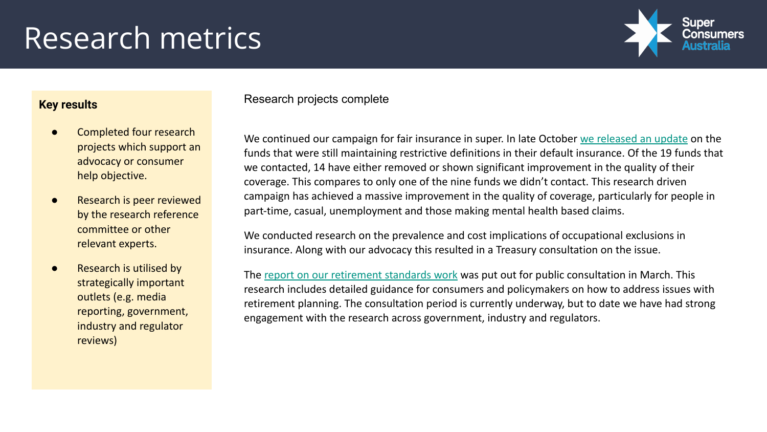# Research metrics

**Key results**

- Completed four research projects which support an advocacy or consumer help objective.
- Research is peer reviewed by the research reference committee or other relevant experts.
- Research is utilised by strategically important outlets (e.g. media reporting, government, industry and regulator reviews)

Research projects complete

We continued our campaign for fair insurance in super. In late October we released an update on the funds that were still maintaining restrictive definitions in their default insurance. Of the 19 funds that we contacted, 14 have either removed or shown significant improvement in the quality of their coverage. This compares to only one of the nine funds we didn't contact. This research driven campaign has achieved a massive improvement in the quality of coverage, particularly for people in part-time, casual, unemployment and those making mental health based claims.

We conducted research on the prevalence and cost implications of occupational exclusions in insurance. Along with our advocacy this resulted in a Treasury consultation on the issue.

The report on our retirement standards work was put out for public consultation in March. This research includes detailed guidance for consumers and policymakers on how to address issues with retirement planning. The consultation period is currently underway, but to date we have had strong engagement with the research across government, industry and regulators.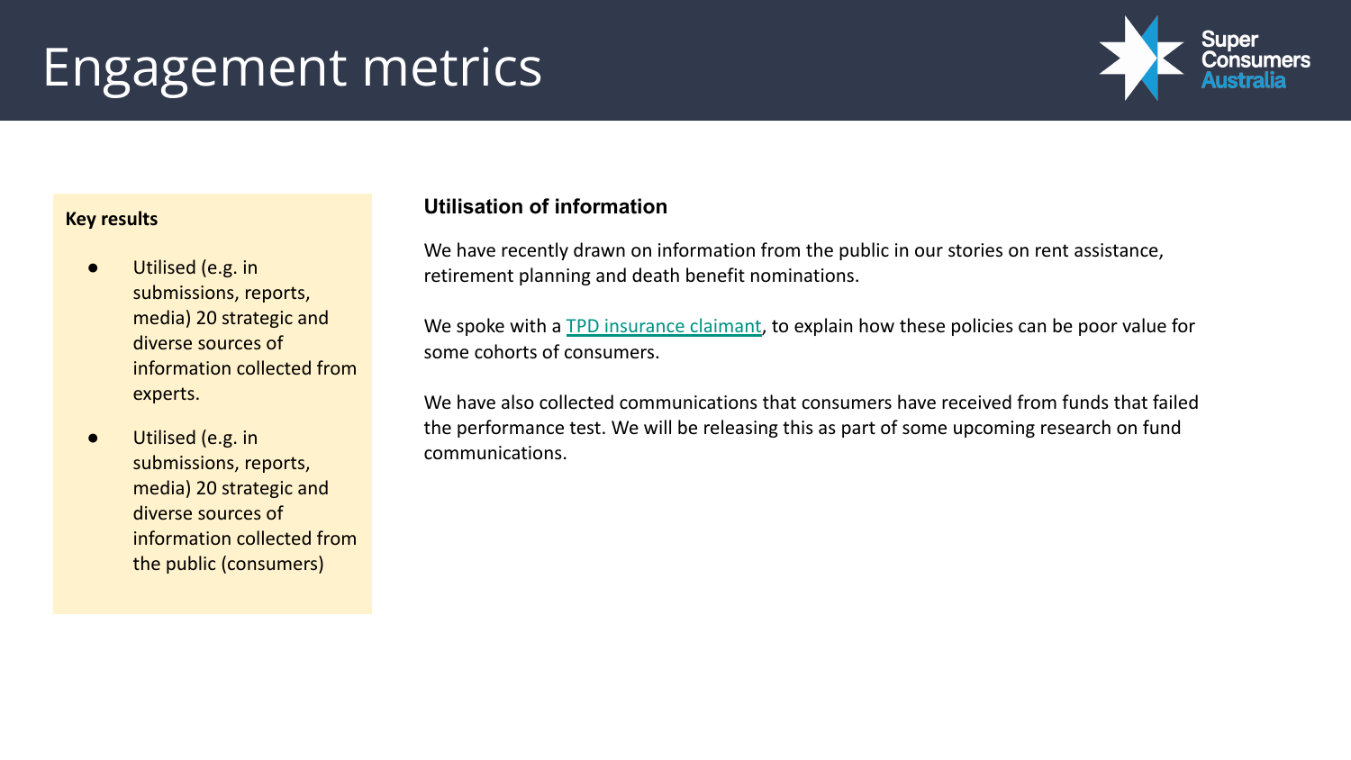# Engagement metrics

**Key results**

- Utilised (e.g. in submissions, reports, media) 20 strategic and diverse sources of information collected from experts.
- Utilised (e.g. in submissions, reports, media) 20 strategic and diverse sources of information collected from the public (consumers)

### Utilisation of information

We have recently drawn on information from the public in our stories on rent assistance, retirement planning and death benefit nominations.

We spoke with a TPD insurance claimant, to explain how these policies can be poor value for some cohorts of consumers.

We have also collected communications that consumers have received from funds that failed the performance test. We will be releasing this as part of some upcoming research on fund communications.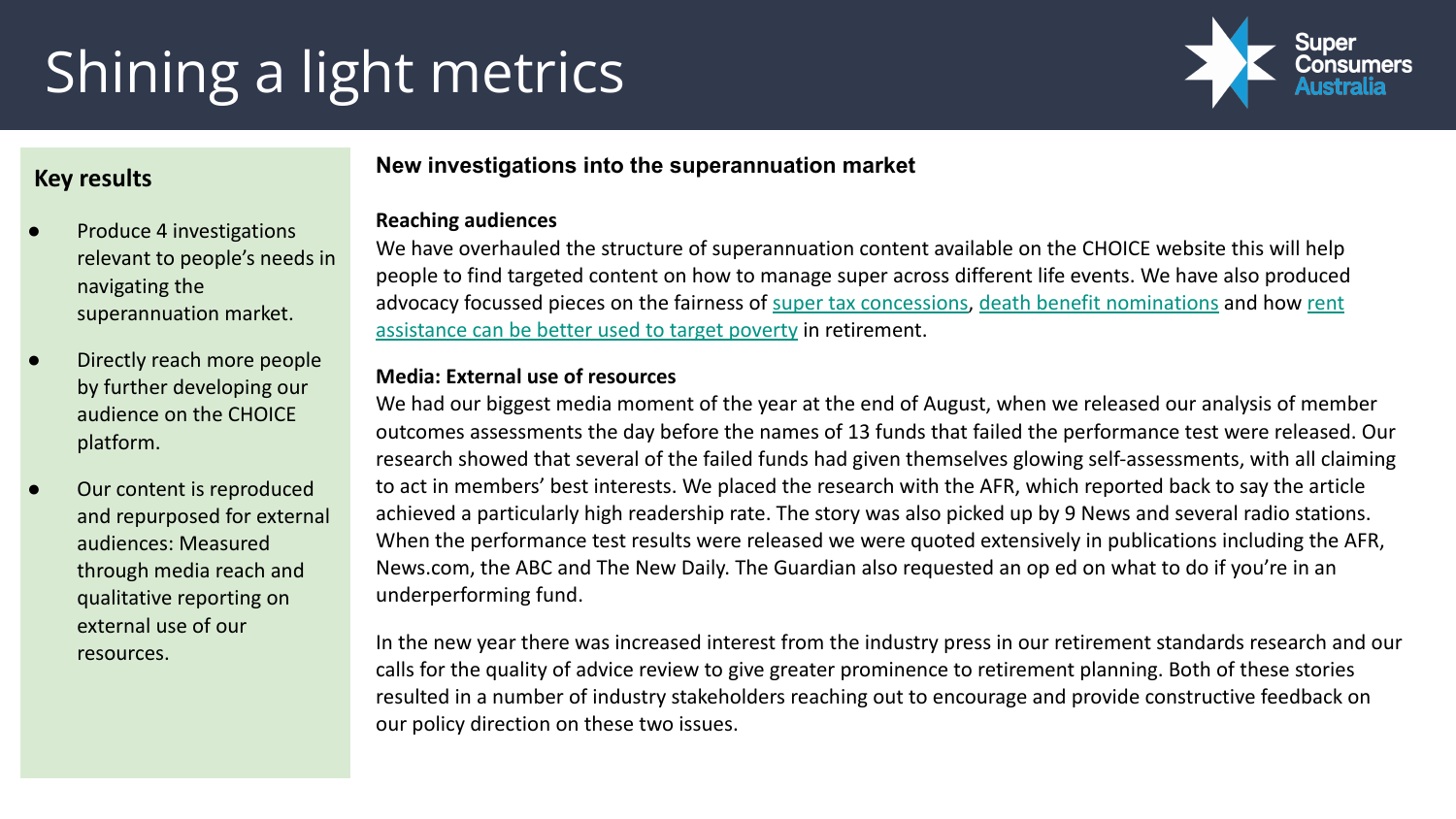# Shining a light metrics

Super Consumers Australia

## Key results

- Produce 4 investigations relevant to people's needs in navigating the superannuation market.
- Directly reach more people by further developing our audience on the CHOICE platform.
- Our content is reproduced and repurposed for external audiences: Measured through media reach and qualitative reporting on external use of our resources.

## New investigations into the superannuation market

**Reaching audiences**

We have overhauled the structure of superannuation content available on the CHOICE website this will help people to find targeted content on how to manage super across different life events. We have also produced advocacy focussed pieces on the fairness of super tax concessions, death benefit nominations and how rent assistance can be better used to target poverty in retirement.

**Media: External use of resources**

We had our biggest media moment of the year at the end of August, when we released our analysis of member outcomes assessments the day before the names of 13 funds that failed the performance test were released. Our research showed that several of the failed funds had given themselves glowing self-assessments, with all claiming to act in members' best interests. We placed the research with the AFR, which reported back to say the article achieved a particularly high readership rate. The story was also picked up by 9 News and several radio stations. When the performance test results were released we were quoted extensively in publications including the AFR, News.com, the ABC and The New Daily. The Guardian also requested an op ed on what to do if you're in an underperforming fund.

In the new year there was increased interest from the industry press in our retirement standards research and our calls for the quality of advice review to give greater prominence to retirement planning. Both of these stories resulted in a number of industry stakeholders reaching out to encourage and provide constructive feedback on our policy direction on these two issues.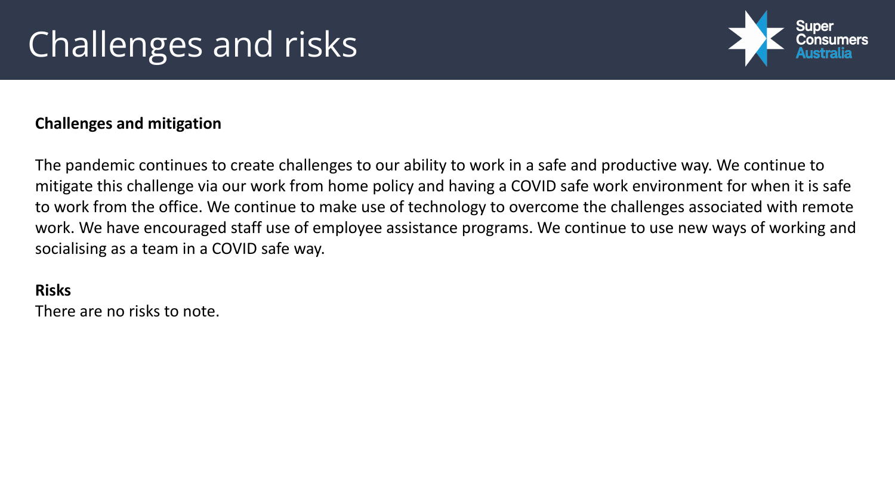# Challenges and risks

**Challenges and mitigation**

The pandemic continues to create challenges to our ability to work in a safe and productive way. We continue to mitigate this challenge via our work from home policy and having a COVID safe work environment for when it is safe to work from the office. We continue to make use of technology to overcome the challenges associated with remote work. We have encouraged staff use of employee assistance programs. We continue to use new ways of working and socialising as a team in a COVID safe way.

**Risks**

There are no risks to note.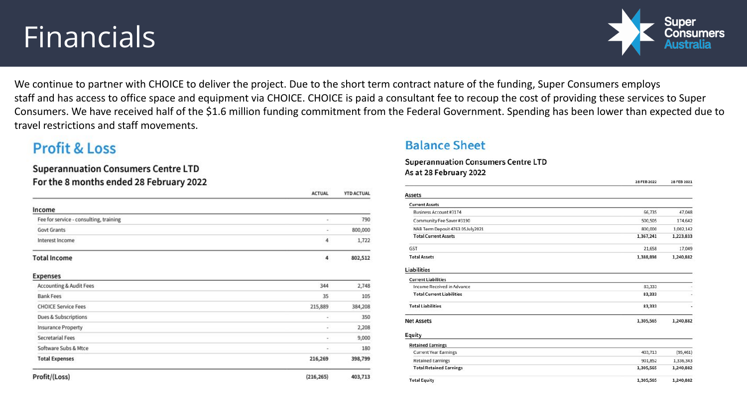# Financials

We continue to partner with CHOICE to deliver the project. Due to the short term contract nature of the funding, Super Consumers employs staff and has access to office space and equipment via CHOICE. CHOICE is paid a consultant fee to recoup the cost of providing these services to Super Consumers. We have received half of the $1.6 million funding commitment from the Federal Government. Spending has been lower than expected due to travel restrictions and staff movements.

## Profit & Loss

### Superannuation Consumers Centre LTD
### For the 8 months ended 28 February 2022

| | ACTUAL | YTD ACTUAL |
|---|---|---|
| **Income** | | |
| Fee for service - consulting, training | - | 790 |
| Govt Grants | - | 800,000 |
| Interest Income | 4 | 1,722 |
| **Total Income** | **4** | **802,512** |
| **Expenses** | | |
| Accounting & Audit Fees | 344 | 2,748 |
| Bank Fees | 35 | 105 |
| CHOICE Service Fees | 215,889 | 384,208 |
| Dues & Subscriptions | - | 350 |
| Insurance Property | - | 2,208 |
| Secretarial Fees | - | 9,000 |
| Software Subs & Mtce | - | 180 |
| **Total Expenses** | **216,269** | **398,799** |
| **Profit/(Loss)** | **(216,265)** | **403,713** |

## Balance Sheet

### Superannuation Consumers Centre LTD
### As at 28 February 2022

| | 28 FEB 2022 | 28 FEB 2021 |
|---|---|---|
| **Assets** | | |
| **Current Assets** | | |
| Business Account #3174 | 66,735 | 47,048 |
| Community Fee Saver #3190 | 500,505 | 174,642 |
| NAB Term Deposit 4763 05July2021 | 800,000 | 1,002,142 |
| **Total Current Assets** | **1,367,241** | **1,223,833** |
| GST | 21,658 | 17,049 |
| **Total Assets** | **1,388,898** | **1,240,882** |
| **Liabilities** | | |
| **Current Liabilities** | | |
| Income Received in Advance | 83,333 | - |
| **Total Current Liabilities** | **83,333** | - |
| **Total Liabilities** | **83,333** | - |
| **Net Assets** | **1,305,565** | **1,240,882** |
| **Equity** | | |
| **Retained Earnings** | | |
| Current Year Earnings | 403,713 | (95,461) |
| Retained Earnings | 901,852 | 1,336,343 |
| **Total Retained Earnings** | **1,305,565** | **1,240,882** |
| **Total Equity** | **1,305,565** | **1,240,882** |